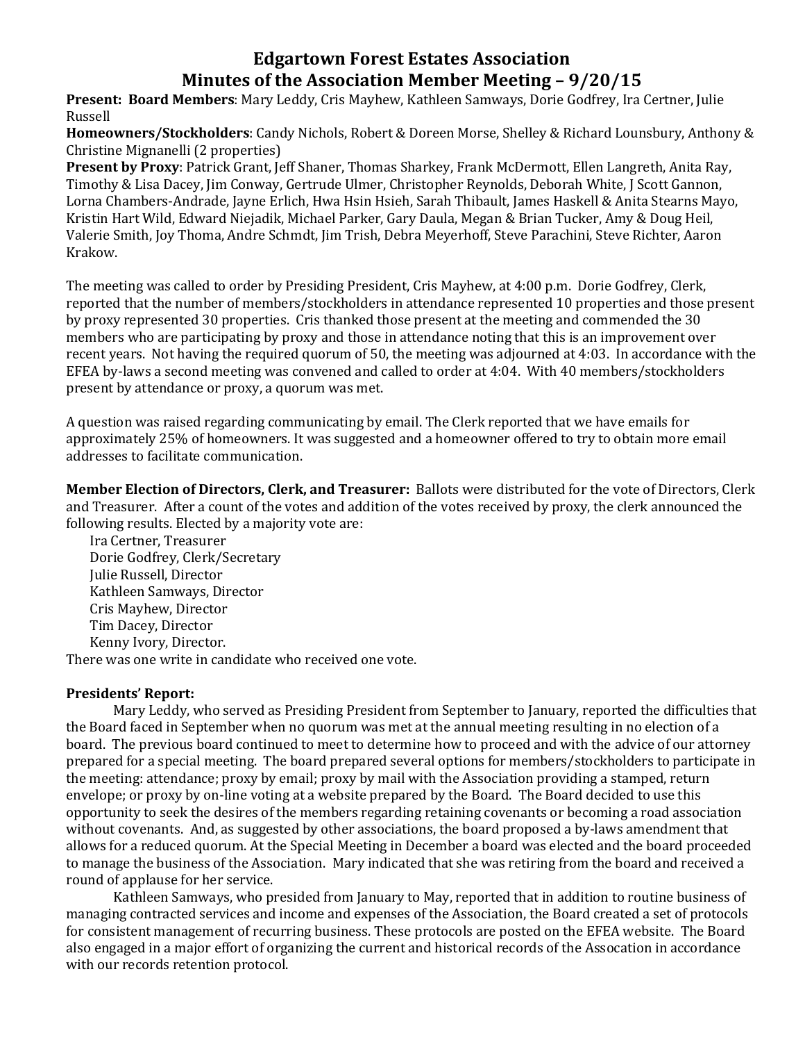# Edgartown Forest Estates Association
# Minutes of the Association Member Meeting – 9/20/15

**Present: Board Members**: Mary Leddy, Cris Mayhew, Kathleen Samways, Dorie Godfrey, Ira Certner, Julie Russell

**Homeowners/Stockholders**: Candy Nichols, Robert & Doreen Morse, Shelley & Richard Lounsbury, Anthony & Christine Mignanelli (2 properties)

**Present by Proxy**: Patrick Grant, Jeff Shaner, Thomas Sharkey, Frank McDermott, Ellen Langreth, Anita Ray, Timothy & Lisa Dacey, Jim Conway, Gertrude Ulmer, Christopher Reynolds, Deborah White, J Scott Gannon, Lorna Chambers-Andrade, Jayne Erlich, Hwa Hsin Hsieh, Sarah Thibault, James Haskell & Anita Stearns Mayo, Kristin Hart Wild, Edward Niejadik, Michael Parker, Gary Daula, Megan & Brian Tucker, Amy & Doug Heil, Valerie Smith, Joy Thoma, Andre Schmdt, Jim Trish, Debra Meyerhoff, Steve Parachini, Steve Richter, Aaron Krakow.

The meeting was called to order by Presiding President, Cris Mayhew, at 4:00 p.m. Dorie Godfrey, Clerk, reported that the number of members/stockholders in attendance represented 10 properties and those present by proxy represented 30 properties. Cris thanked those present at the meeting and commended the 30 members who are participating by proxy and those in attendance noting that this is an improvement over recent years. Not having the required quorum of 50, the meeting was adjourned at 4:03. In accordance with the EFEA by-laws a second meeting was convened and called to order at 4:04. With 40 members/stockholders present by attendance or proxy, a quorum was met.

A question was raised regarding communicating by email. The Clerk reported that we have emails for approximately 25% of homeowners. It was suggested and a homeowner offered to try to obtain more email addresses to facilitate communication.

**Member Election of Directors, Clerk, and Treasurer:** Ballots were distributed for the vote of Directors, Clerk and Treasurer. After a count of the votes and addition of the votes received by proxy, the clerk announced the following results. Elected by a majority vote are:

Ira Certner, Treasurer
Dorie Godfrey, Clerk/Secretary
Julie Russell, Director
Kathleen Samways, Director
Cris Mayhew, Director
Tim Dacey, Director
Kenny Ivory, Director.

There was one write in candidate who received one vote.

**Presidents' Report:**

Mary Leddy, who served as Presiding President from September to January, reported the difficulties that the Board faced in September when no quorum was met at the annual meeting resulting in no election of a board. The previous board continued to meet to determine how to proceed and with the advice of our attorney prepared for a special meeting. The board prepared several options for members/stockholders to participate in the meeting: attendance; proxy by email; proxy by mail with the Association providing a stamped, return envelope; or proxy by on-line voting at a website prepared by the Board. The Board decided to use this opportunity to seek the desires of the members regarding retaining covenants or becoming a road association without covenants. And, as suggested by other associations, the board proposed a by-laws amendment that allows for a reduced quorum. At the Special Meeting in December a board was elected and the board proceeded to manage the business of the Association. Mary indicated that she was retiring from the board and received a round of applause for her service.

Kathleen Samways, who presided from January to May, reported that in addition to routine business of managing contracted services and income and expenses of the Association, the Board created a set of protocols for consistent management of recurring business. These protocols are posted on the EFEA website. The Board also engaged in a major effort of organizing the current and historical records of the Assocation in accordance with our records retention protocol.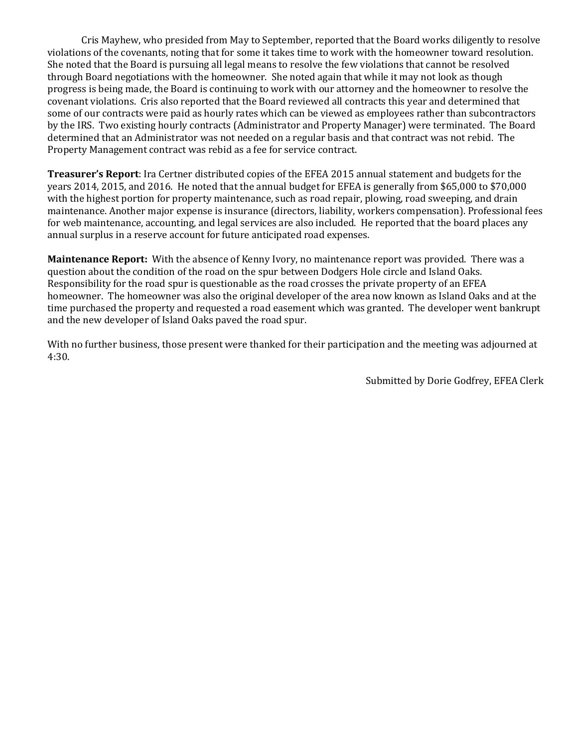Cris Mayhew, who presided from May to September, reported that the Board works diligently to resolve violations of the covenants, noting that for some it takes time to work with the homeowner toward resolution. She noted that the Board is pursuing all legal means to resolve the few violations that cannot be resolved through Board negotiations with the homeowner. She noted again that while it may not look as though progress is being made, the Board is continuing to work with our attorney and the homeowner to resolve the covenant violations. Cris also reported that the Board reviewed all contracts this year and determined that some of our contracts were paid as hourly rates which can be viewed as employees rather than subcontractors by the IRS. Two existing hourly contracts (Administrator and Property Manager) were terminated. The Board determined that an Administrator was not needed on a regular basis and that contract was not rebid. The Property Management contract was rebid as a fee for service contract.

**Treasurer's Report**: Ira Certner distributed copies of the EFEA 2015 annual statement and budgets for the years 2014, 2015, and 2016. He noted that the annual budget for EFEA is generally from $65,000 to $70,000 with the highest portion for property maintenance, such as road repair, plowing, road sweeping, and drain maintenance. Another major expense is insurance (directors, liability, workers compensation). Professional fees for web maintenance, accounting, and legal services are also included. He reported that the board places any annual surplus in a reserve account for future anticipated road expenses.

**Maintenance Report:** With the absence of Kenny Ivory, no maintenance report was provided. There was a question about the condition of the road on the spur between Dodgers Hole circle and Island Oaks. Responsibility for the road spur is questionable as the road crosses the private property of an EFEA homeowner. The homeowner was also the original developer of the area now known as Island Oaks and at the time purchased the property and requested a road easement which was granted. The developer went bankrupt and the new developer of Island Oaks paved the road spur.

With no further business, those present were thanked for their participation and the meeting was adjourned at 4:30.

Submitted by Dorie Godfrey, EFEA Clerk